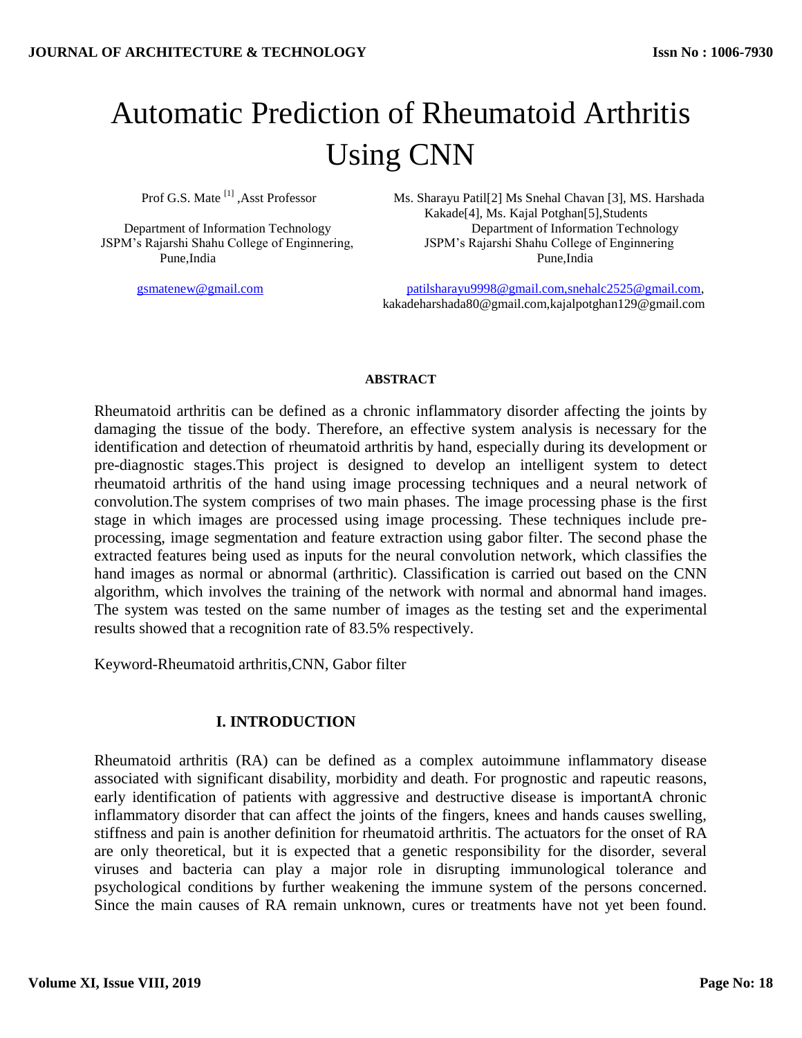# Automatic Prediction of Rheumatoid Arthritis Using CNN

Prof G.S. Mate [1] ,Asst Professor

Department of Information Technology
JSPM's Rajarshi Shahu College of Enginnering,
Pune,India

gsmatenew@gmail.com

Ms. Sharayu Patil[2] Ms Snehal Chavan [3], MS. Harshada Kakade[4], Ms. Kajal Potghan[5],Students

Department of Information Technology
JSPM's Rajarshi Shahu College of Enginnering
Pune,India

patilsharayu9998@gmail.com,snehalc2525@gmail.com,
kakadeharshada80@gmail.com,kajalpotghan129@gmail.com

**ABSTRACT**

Rheumatoid arthritis can be defined as a chronic inflammatory disorder affecting the joints by damaging the tissue of the body. Therefore, an effective system analysis is necessary for the identification and detection of rheumatoid arthritis by hand, especially during its development or pre-diagnostic stages.This project is designed to develop an intelligent system to detect rheumatoid arthritis of the hand using image processing techniques and a neural network of convolution.The system comprises of two main phases. The image processing phase is the first stage in which images are processed using image processing. These techniques include pre-processing, image segmentation and feature extraction using gabor filter. The second phase the extracted features being used as inputs for the neural convolution network, which classifies the hand images as normal or abnormal (arthritic). Classification is carried out based on the CNN algorithm, which involves the training of the network with normal and abnormal hand images. The system was tested on the same number of images as the testing set and the experimental results showed that a recognition rate of 83.5% respectively.

Keyword-Rheumatoid arthritis,CNN, Gabor filter

## I. INTRODUCTION

Rheumatoid arthritis (RA) can be defined as a complex autoimmune inflammatory disease associated with significant disability, morbidity and death. For prognostic and rapeutic reasons, early identification of patients with aggressive and destructive disease is importantA chronic inflammatory disorder that can affect the joints of the fingers, knees and hands causes swelling, stiffness and pain is another definition for rheumatoid arthritis. The actuators for the onset of RA are only theoretical, but it is expected that a genetic responsibility for the disorder, several viruses and bacteria can play a major role in disrupting immunological tolerance and psychological conditions by further weakening the immune system of the persons concerned. Since the main causes of RA remain unknown, cures or treatments have not yet been found.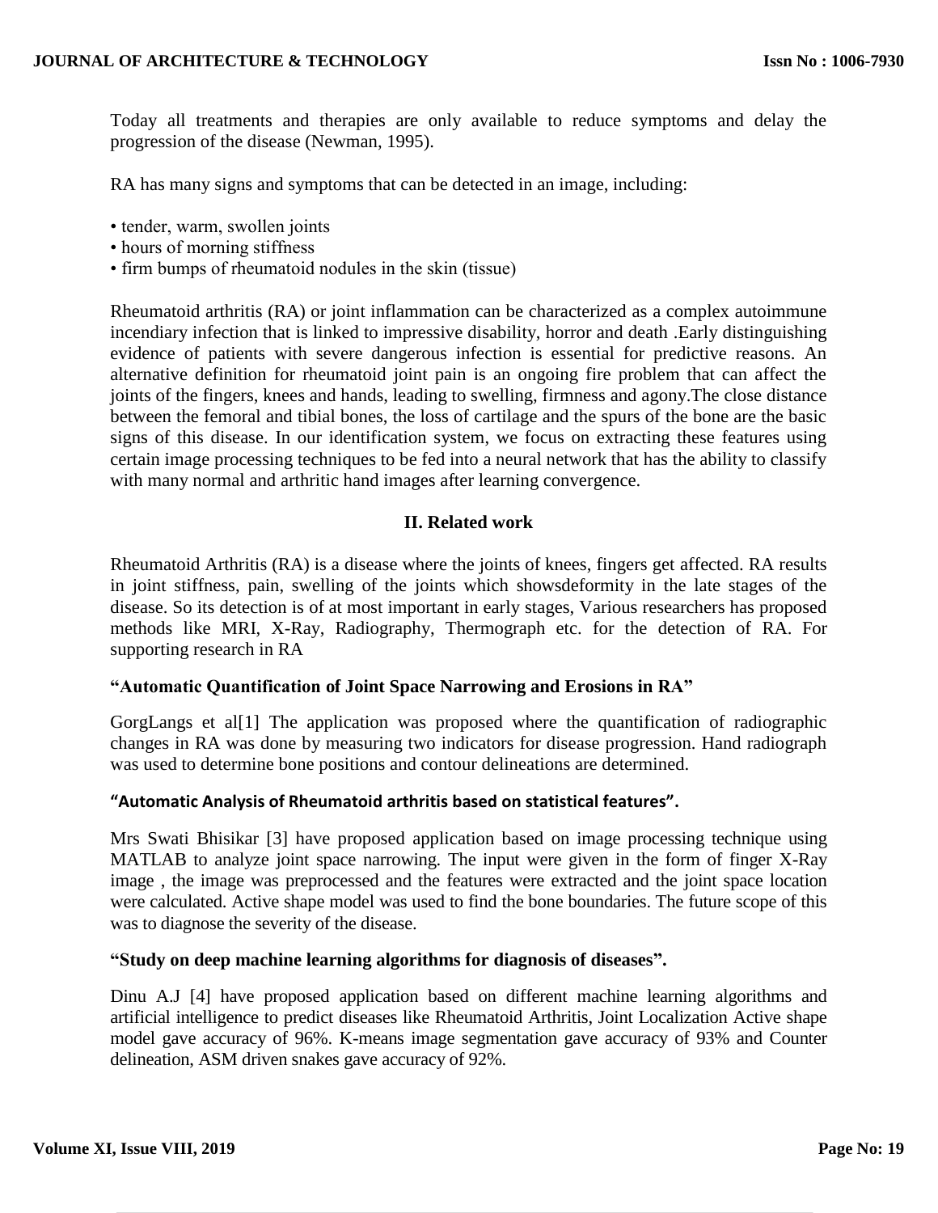Today all treatments and therapies are only available to reduce symptoms and delay the progression of the disease (Newman, 1995).

RA has many signs and symptoms that can be detected in an image, including:

- tender, warm, swollen joints
- hours of morning stiffness
- firm bumps of rheumatoid nodules in the skin (tissue)

Rheumatoid arthritis (RA) or joint inflammation can be characterized as a complex autoimmune incendiary infection that is linked to impressive disability, horror and death .Early distinguishing evidence of patients with severe dangerous infection is essential for predictive reasons. An alternative definition for rheumatoid joint pain is an ongoing fire problem that can affect the joints of the fingers, knees and hands, leading to swelling, firmness and agony.The close distance between the femoral and tibial bones, the loss of cartilage and the spurs of the bone are the basic signs of this disease. In our identification system, we focus on extracting these features using certain image processing techniques to be fed into a neural network that has the ability to classify with many normal and arthritic hand images after learning convergence.

## II. Related work

Rheumatoid Arthritis (RA) is a disease where the joints of knees, fingers get affected. RA results in joint stiffness, pain, swelling of the joints which showsdeformity in the late stages of the disease. So its detection is of at most important in early stages, Various researchers has proposed methods like MRI, X-Ray, Radiography, Thermograph etc. for the detection of RA. For supporting research in RA

### "Automatic Quantification of Joint Space Narrowing and Erosions in RA"

GorgLangs et al[1] The application was proposed where the quantification of radiographic changes in RA was done by measuring two indicators for disease progression. Hand radiograph was used to determine bone positions and contour delineations are determined.

### "Automatic Analysis of Rheumatoid arthritis based on statistical features".

Mrs Swati Bhisikar [3] have proposed application based on image processing technique using MATLAB to analyze joint space narrowing. The input were given in the form of finger X-Ray image , the image was preprocessed and the features were extracted and the joint space location were calculated. Active shape model was used to find the bone boundaries. The future scope of this was to diagnose the severity of the disease.

### "Study on deep machine learning algorithms for diagnosis of diseases".

Dinu A.J [4] have proposed application based on different machine learning algorithms and artificial intelligence to predict diseases like Rheumatoid Arthritis, Joint Localization Active shape model gave accuracy of 96%. K-means image segmentation gave accuracy of 93% and Counter delineation, ASM driven snakes gave accuracy of 92%.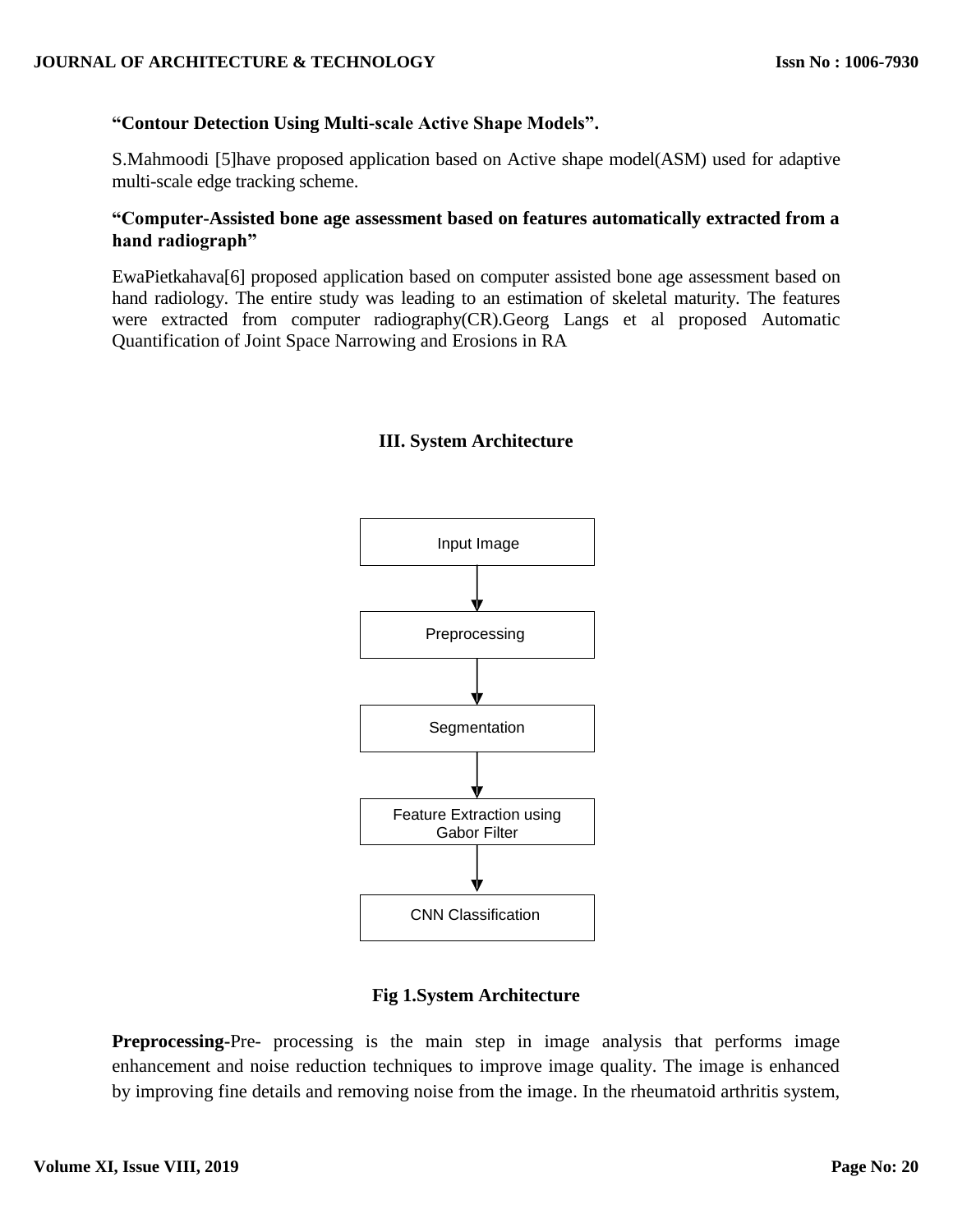**"Contour Detection Using Multi-scale Active Shape Models".**

S.Mahmoodi [5]have proposed application based on Active shape model(ASM) used for adaptive multi-scale edge tracking scheme.

**"Computer-Assisted bone age assessment based on features automatically extracted from a hand radiograph"**

EwaPietkahava[6] proposed application based on computer assisted bone age assessment based on hand radiology. The entire study was leading to an estimation of skeletal maturity. The features were extracted from computer radiography(CR).Georg Langs et al proposed Automatic Quantification of Joint Space Narrowing and Erosions in RA

## III. System Architecture

Input Image → Preprocessing → Segmentation → Feature Extraction using Gabor Filter → CNN Classification

**Fig 1.System Architecture**

**Preprocessing-**Pre- processing is the main step in image analysis that performs image enhancement and noise reduction techniques to improve image quality. The image is enhanced by improving fine details and removing noise from the image. In the rheumatoid arthritis system,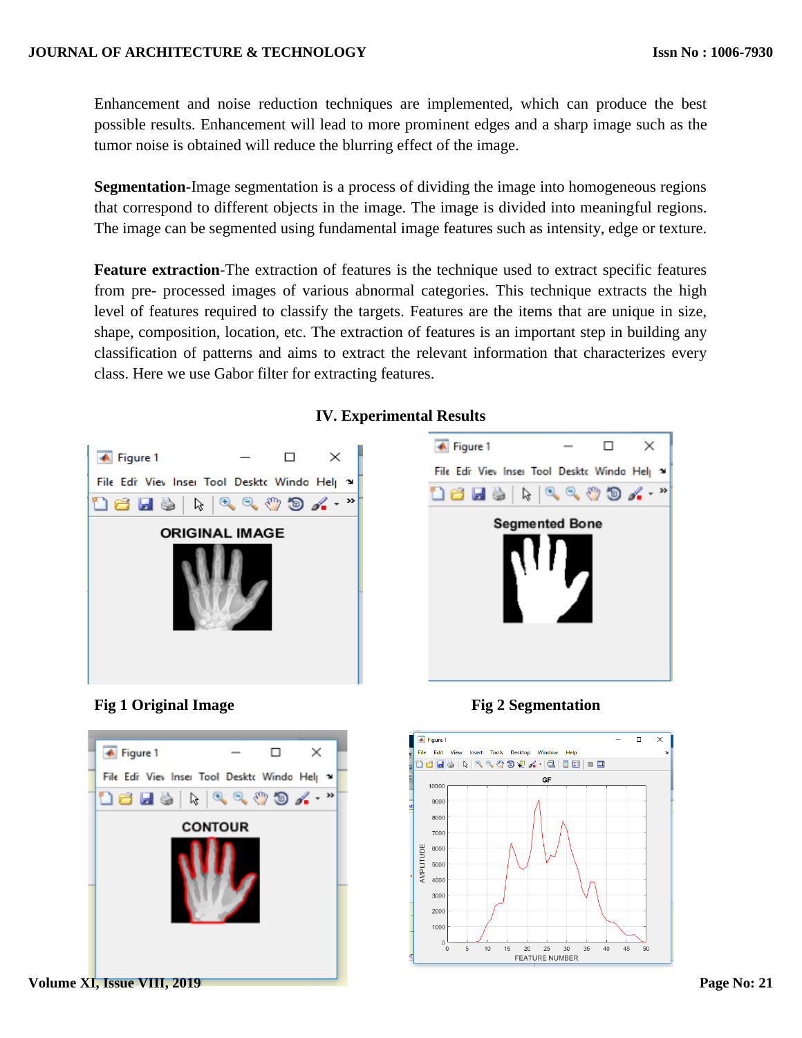Enhancement and noise reduction techniques are implemented, which can produce the best possible results. Enhancement will lead to more prominent edges and a sharp image such as the tumor noise is obtained will reduce the blurring effect of the image.

**Segmentation**-Image segmentation is a process of dividing the image into homogeneous regions that correspond to different objects in the image. The image is divided into meaningful regions. The image can be segmented using fundamental image features such as intensity, edge or texture.

**Feature extraction**-The extraction of features is the technique used to extract specific features from pre- processed images of various abnormal categories. This technique extracts the high level of features required to classify the targets. Features are the items that are unique in size, shape, composition, location, etc. The extraction of features is an important step in building any classification of patterns and aims to extract the relevant information that characterizes every class. Here we use Gabor filter for extracting features.

## IV. Experimental Results

**Fig 1 Original Image**

**Fig 2 Segmentation**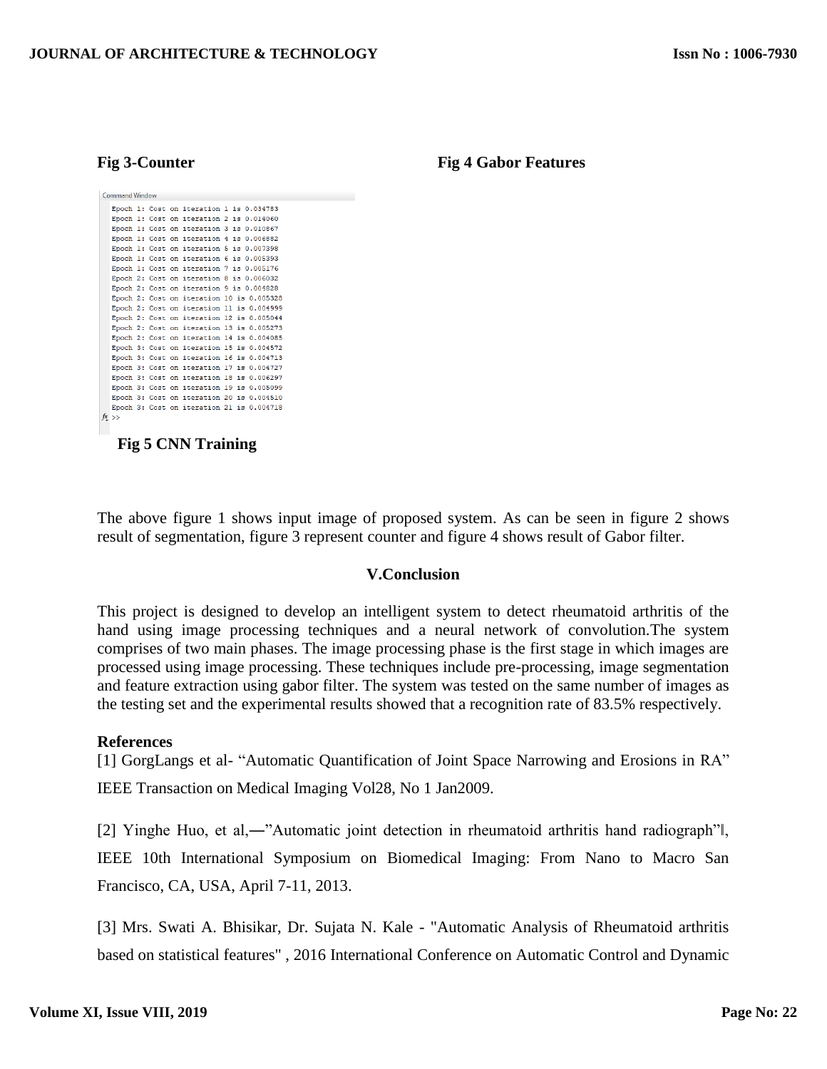**Fig 3-Counter** **Fig 4 Gabor Features**

```
Command Window
  Epoch 1: Cost on iteration 1 is 0.036783
  Epoch 1: Cost on iteration 2 is 0.014060
  Epoch 1: Cost on iteration 3 is 0.010867
  Epoch 1: Cost on iteration 4 is 0.006882
  Epoch 1: Cost on iteration 5 is 0.007398
  Epoch 1: Cost on iteration 6 is 0.005393
  Epoch 1: Cost on iteration 7 is 0.005176
  Epoch 2: Cost on iteration 8 is 0.006032
  Epoch 2: Cost on iteration 9 is 0.004828
  Epoch 2: Cost on iteration 10 is 0.005328
  Epoch 2: Cost on iteration 11 is 0.004999
  Epoch 2: Cost on iteration 12 is 0.005044
  Epoch 2: Cost on iteration 13 is 0.005273
  Epoch 2: Cost on iteration 14 is 0.004085
  Epoch 3: Cost on iteration 15 is 0.004572
  Epoch 3: Cost on iteration 16 is 0.004713
  Epoch 3: Cost on iteration 17 is 0.004727
  Epoch 3: Cost on iteration 18 is 0.006297
  Epoch 3: Cost on iteration 19 is 0.005099
  Epoch 3: Cost on iteration 20 is 0.004510
  Epoch 3: Cost on iteration 21 is 0.004718
fx >>
```

**Fig 5 CNN Training**

The above figure 1 shows input image of proposed system. As can be seen in figure 2 shows result of segmentation, figure 3 represent counter and figure 4 shows result of Gabor filter.

## V.Conclusion

This project is designed to develop an intelligent system to detect rheumatoid arthritis of the hand using image processing techniques and a neural network of convolution.The system comprises of two main phases. The image processing phase is the first stage in which images are processed using image processing. These techniques include pre-processing, image segmentation and feature extraction using gabor filter. The system was tested on the same number of images as the testing set and the experimental results showed that a recognition rate of 83.5% respectively.

**References**

[1] GorgLangs et al- "Automatic Quantification of Joint Space Narrowing and Erosions in RA" IEEE Transaction on Medical Imaging Vol28, No 1 Jan2009.

[2] Yinghe Huo, et al,―"Automatic joint detection in rheumatoid arthritis hand radiograph"‖, IEEE 10th International Symposium on Biomedical Imaging: From Nano to Macro San Francisco, CA, USA, April 7-11, 2013.

[3] Mrs. Swati A. Bhisikar, Dr. Sujata N. Kale - "Automatic Analysis of Rheumatoid arthritis based on statistical features" , 2016 International Conference on Automatic Control and Dynamic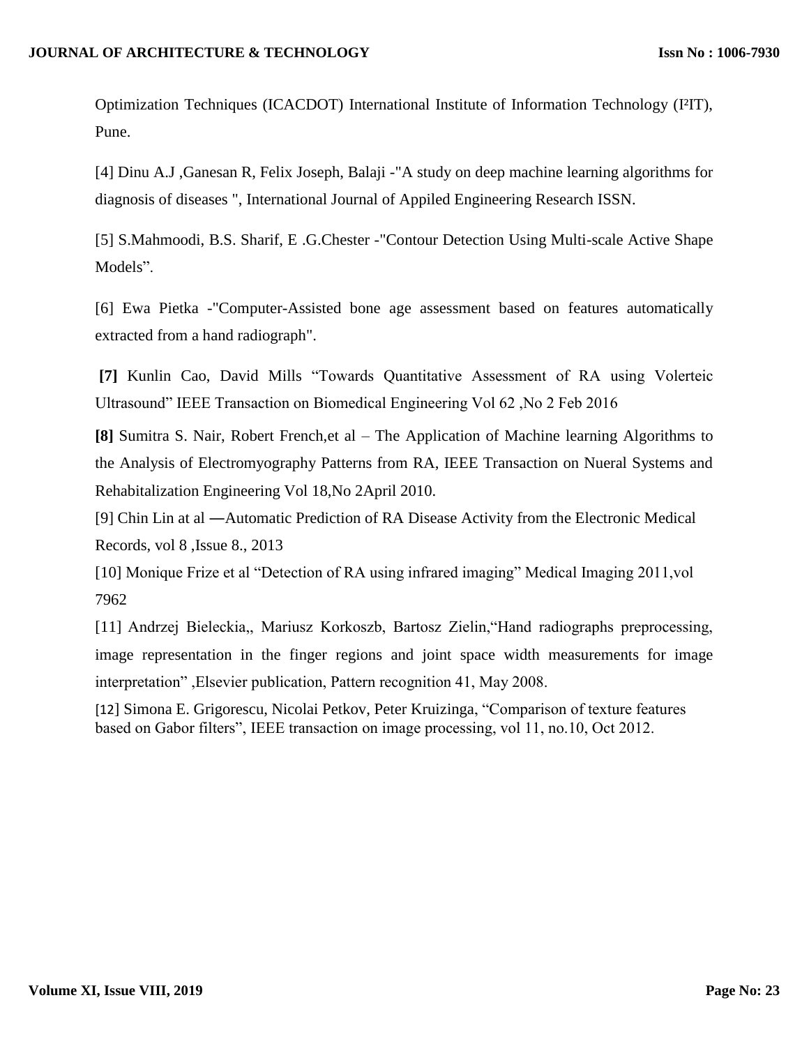Optimization Techniques (ICACDOT) International Institute of Information Technology (I²IT), Pune.

[4] Dinu A.J ,Ganesan R, Felix Joseph, Balaji -"A study on deep machine learning algorithms for diagnosis of diseases ", International Journal of Appiled Engineering Research ISSN.

[5] S.Mahmoodi, B.S. Sharif, E .G.Chester -"Contour Detection Using Multi-scale Active Shape Models".

[6] Ewa Pietka -"Computer-Assisted bone age assessment based on features automatically extracted from a hand radiograph".

**[7]** Kunlin Cao, David Mills "Towards Quantitative Assessment of RA using Volerteic Ultrasound" IEEE Transaction on Biomedical Engineering Vol 62 ,No 2 Feb 2016

**[8]** Sumitra S. Nair, Robert French,et al – The Application of Machine learning Algorithms to the Analysis of Electromyography Patterns from RA, IEEE Transaction on Nueral Systems and Rehabitalization Engineering Vol 18,No 2April 2010.

[9] Chin Lin at al ―Automatic Prediction of RA Disease Activity from the Electronic Medical Records, vol 8 ,Issue 8., 2013

[10] Monique Frize et al "Detection of RA using infrared imaging" Medical Imaging 2011,vol 7962

[11] Andrzej Bieleckia,, Mariusz Korkoszb, Bartosz Zielin,"Hand radiographs preprocessing, image representation in the finger regions and joint space width measurements for image interpretation" ,Elsevier publication, Pattern recognition 41, May 2008.

[12] Simona E. Grigorescu, Nicolai Petkov, Peter Kruizinga, "Comparison of texture features based on Gabor filters", IEEE transaction on image processing, vol 11, no.10, Oct 2012.